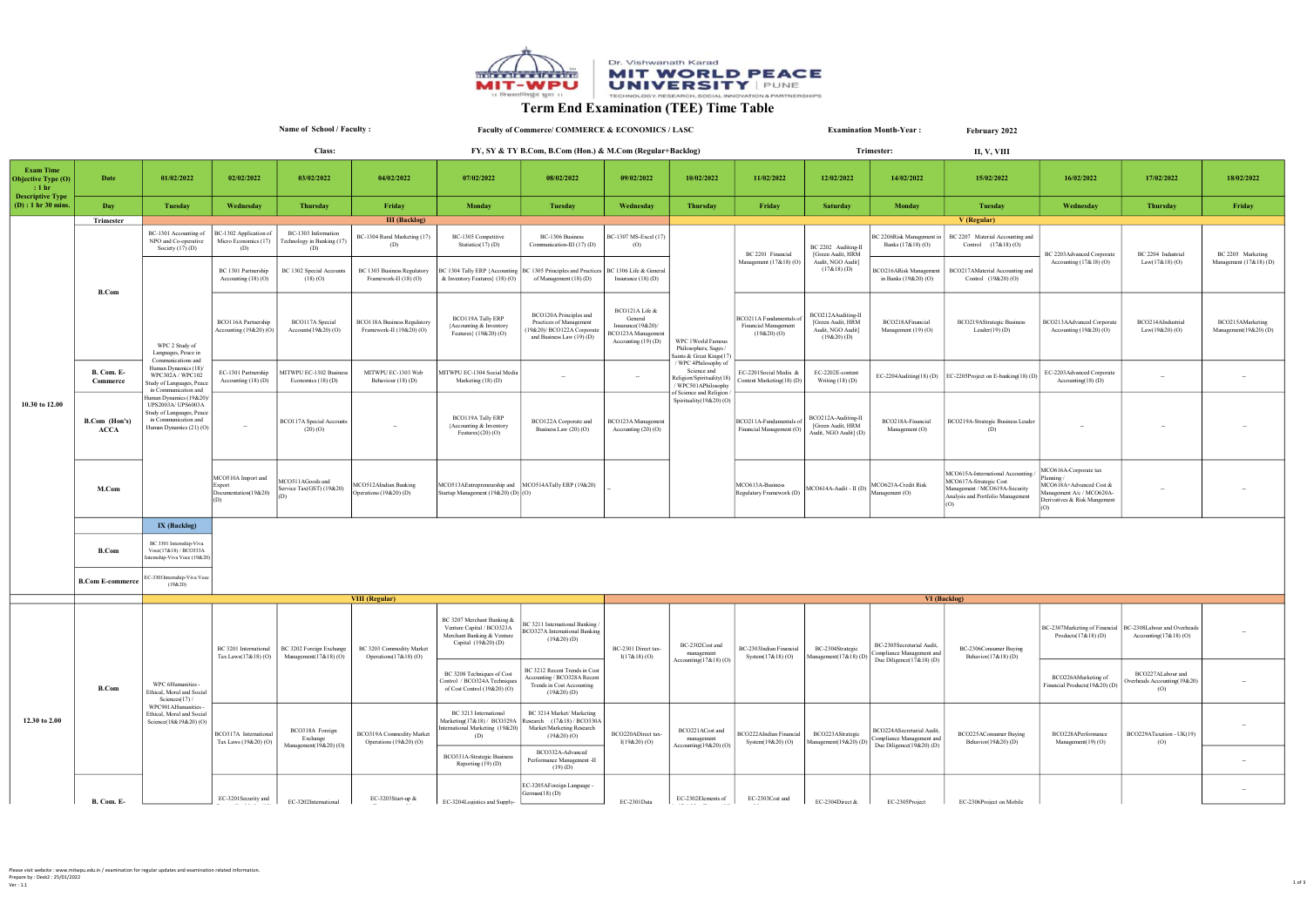# Term End Examination (TEE) Time Table

**Name of School / Faculty :** Faculty of Commerce/ COMMERCE & ECONOMICS / LASC

**Examination Month-Year :** February 2022

**Class:** FY, SY & TY B.Com, B.Com (Hon.) & M.Com (Regular+Backlog)

**Trimester:** II, V, VIII

| Exam Time Objective Type (O) : 1 hr Descriptive Type (D) : 1 hr 30 mins. | Date | 01/02/2022 | 02/02/2022 | 03/02/2022 | 04/02/2022 | 07/02/2022 | 08/02/2022 | 09/02/2022 | 10/02/2022 | 11/02/2022 | 12/02/2022 | 14/02/2022 | 15/02/2022 | 16/02/2022 | 17/02/2022 | 18/02/2022 |
|---|---|---|---|---|---|---|---|---|---|---|---|---|---|---|---|---|
| | Day | Tuesday | Wednesday | Thursday | Friday | Monday | Tuesday | Wednesday | Thursday | Friday | Saturday | Monday | Tuesday | Wednesday | Thursday | Friday |
| | Trimester | III (Backlog) | | | | | | | V (Regular) | | | | | | | |
| 10.30 to 12.00 | B.Com | BC-1301 Accounting of NPO and Co-operative Society (17) (D) | BC-1302 Application of Micro Economics (17) (D) | BC-1303 Information Technology in Banking (17) (D) | BC-1304 Rural Marketing (17) (D) | BC-1305 Competitive Statistics(17) (D) | BC-1306 Business Communication-III (17) (D) | BC-1307 MS-Excel (17) (O) | | BC 2201 Financial Management (17&18) (O) | BC 2202 Auditing-II [Green Audit, HRM Audit, NGO Audit] (17&18) (D) | BC 2206Risk Management in Banks (17&18) (O) | BC 2207 Material Accounting and Control (17&18) (O) | BC 2203Advanced Corporate Accounting (17&18) (O) | BC 2204 Industrial Law(17&18) (O) | BC 2205 Marketing Management (17&18) (D) |
| | | | BC 1301 Partnership Accounting (18) (O) | BC 1302 Special Accounts (18) (O) | BC 1303 Business Regulatory Framework-II (18) (O) | BC 1304 Tally ERP {Accounting & Inventory Features} (18) (O) | BC 1305 Principles and Practices of Management (18) (D) | BC 1306 Life & General Insurance (18) (D) | | | | BCO216ARisk Management in Banks (19&20) (O) | BCO217AMaterial Accounting and Control (19&20) (O) | | | |
| | | WPC 2 Study of Languages, Peace in Communications and Human Dynamics (18)/ WPC302A / WPC102 Study of Languages, Peace in Communication and Human Dynamics (19&20)/ UPS2003A/ UPS6003A Study of Languages, Peace in Communication and Human Dynamics (21) (O) | BCO116A Partnership Accounting (19&20) (O) | BCO117A Special Accounts(19&20) (O) | BCO118A Business Regulatory Framework-II (19&20) (O) | BCO119A Tally ERP {Accounting & Inventory Features} (19&20) (O) | BCO120A Principles and Practices of Management (19&20)/ BCO122A Corporate and Business Law (19) (D) | BCO121A Life & General Insurance(19&20)/ BCO123A Management Accounting (19) (D) | WPC 1World Famous Philosophers, Sages / Saints & Great Kings(17) / WPC 4Philosophy of Science and Religion/Spirituality(18) / WPC501APhilosophy of Science and Religion / Spirituality(19&20) (O) | BCO211A Fundamentals of Financial Management (19&20) (O) | BCO212AAuditing-II [Green Audit, HRM Audit, NGO Audit] (19&20) (D) | BCO218AFinancial Management (19) (O) | BCO219AStrategic Business Leader(19) (D) | BCO213AAdvanced Corporate Accounting (19&20) (O) | BCO214AIndustrial Law(19&20) (O) | BCO215AMarketing Management(19&20) (D) |
| | B. Com. E-Commerce | | EC-1301 Partnership Accounting (18) (D) | MITWPU EC-1302 Business Economics (18) (D) | MITWPU EC-1303 Web Behaviour (18) (D) | MITWPU EC-1304 Social Media Marketing (18) (D) | -- | -- | | EC-2201Social Media & Content Marketing(18) (D) | EC-2202E-content Writing (18) (D) | EC-2204Auditing(18) (D) | EC-2205Project on E-banking(18) (D) | EC-2203Advanced Corporate Accounting(18) (D) | -- | -- |
| | B.Com (Hon's) ACCA | | -- | BCO117A Special Accounts (20) (O) | -- | BCO119A Tally ERP {Accounting & Inventory Features}(20) (O) | BCO122A Corporate and Business Law (20) (O) | BCO123A Management Accounting (20) (O) | | BCO211A-Fundamentals of Financial Management (O) | BCO212A-Auditing-II [Green Audit, HRM Audit, NGO Audit] (D) | BCO218A-Financial Management (O) | BCO219A-Strategic Business Leader (D) | -- | -- | -- |
| | M.Com | | MCO510A Import and Export Documentation(19&20) (D) | MCO511AGoods and Service Tax(GST) (19&20) (D) | MCO512AIndian Banking Operations (19&20) (D) | MCO513AEntrepreneurship and Startup Management (19&20) (D) | MCO514ATally ERP (19&20) (O) | -- | | MCO613A-Business Regulatory Framework (D) | MCO614A-Audit - II (D) | MCO623A-Credit Risk Management (O) | MCO615A-International Accounting / MCO617A-Strategic Cost Management / MCO619A-Security Analysis and Portfolio Management (O) | MCO616A-Corporate tax Planning / MCO618A-Advanced Cost & Management A/c / MCO620A-Derivatives & Risk Mangement (O) | -- | -- |
| | | IX (Backlog) | | | | | | | | | | | | | | |
| | B.Com | BC 3301 Internship-Viva Voce(17&18) / BCO333A Internship-Viva Voce (19&20) | | | | | | | | | | | | | | |
| | B.Com E-commerce | EC-3301Internship-Viva Voce (19&20) | | | | | | | | | | | | | | |
| | | VIII (Regular) | | | | | | | VI (Backlog) | | | | | | | |
| 12.30 to 2.00 | B.Com | WPC 6Humanities - Ethical, Moral and Social Sciences(17) / WPC901AHumanities - Ethical, Moral and Social Science(18& 19&20) (O) | BC 3201 International Tax Laws(17&18) (O) | BC 3202 Foreign Exchange Management(17&18) (O) | BC 3203 Commodity Market Operations(17&18) (O) | BC 3207 Merchant Banking & Venture Capital / BCO323A Merchant Banking & Venture Capital (19&20) (D) | BC 3211 International Banking / BCO327A International Banking (19&20) (D) | BC-2301 Direct tax-I(17&18) (O) | BC-2302Cost and management Accounting(17&18) (O) | BC-2303Indian Financial System(17&18) (O) | BC-2304Strategic Management(17&18) (D) | BC-2305Secretarial Audit, Compliance Management and Due Diligence(17&18) (D) | BC-2306Consumer Buying Behavior(17&18) (D) | BC-2307Marketing of Financial Products(17&18) (D) | BC-2308Labour and Overheads Accounting(17&18) (O) | -- |
| | | | | | | BC 3208 Techniques of Cost Control / BCO324A Techniques of Cost Control (19&20) (O) | BC 3212 Recent Trends in Cost Accounting / BCO328A Recent Trends in Cost Accounting (19&20) (D) | | | | | | | BCO226AMarketing of Financial Products(19&20) (D) | BCO227ALabour and Overheads Accounting(19&20) (O) | -- |
| | | | BCO317A International Tax Laws (19&20) (O) | BCO318A Foreign Exchange Management(19&20) (O) | BCO319A Commodity Market Operations (19&20) (O) | BC 3213 International Marketing(17&18) / BCO329A International Marketing (19&20) (D) | BC 3214 Market/ Marketing Research (17&18) / BCO330A Market/Marketing Research (19&20) (O) | BCO220ADirect tax-I(19&20) (O) | BCO221ACost and management Accounting(19&20) (O) | BCO222AIndian Financial System(19&20) (O) | BCO223AStrategic Management(19&20) (D) | BCO224ASecretarial Audit, Compliance Management and Due Diligence(19&20) (D) | BCO225AConsumer Buying Behavior(19&20) (D) | BCO228APerformance Management(19) (O) | BCO229ATaxation - UK(19) (O) | -- |
| | | | | | | BCO331A-Strategic Business Reporting (19) (D) | BCO332A-Advanced Performance Management -II (19) (D) | | | | | | | | | -- |
| | B. Com. E- | | EC-3201Security and | EC-3202International | EC-3203Start-up & | EC-3204Logistics and Supply- | EC-3205AForeign Language - German(18) (D) | EC-2301Data | EC-2302Elements of | EC-2303Cost and | EC-2304Direct & | EC-2305Project | EC-2306Project on Mobile | | | -- |

Please visit website : www.mitwpu.edu.in / examination for regular updates and examination related information.
Prepare by : Desk2 : 25/01/2022
Ver : 1.1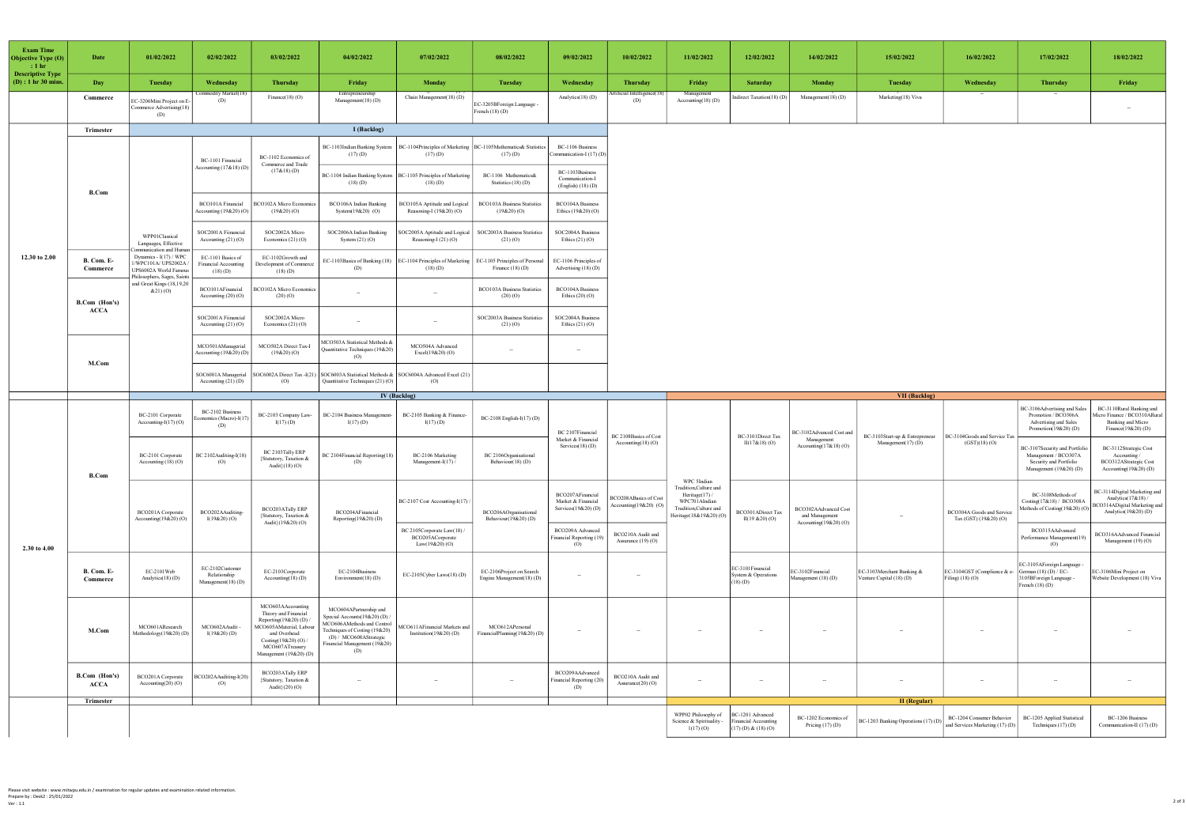| Exam Time Objective Type (O) : 1 hr Descriptive Type (D) : 1 hr 30 mins. | Date | 01/02/2022 | 02/02/2022 | 03/02/2022 | 04/02/2022 | 07/02/2022 | 08/02/2022 | 09/02/2022 | 10/02/2022 | 11/02/2022 | 12/02/2022 | 14/02/2022 | 15/02/2022 | 16/02/2022 | 17/02/2022 | 18/02/2022 |
|---|---|---|---|---|---|---|---|---|---|---|---|---|---|---|---|---|
| | Day | Tuesday | Wednesday | Thursday | Friday | Monday | Tuesday | Wednesday | Thursday | Friday | Saturday | Monday | Tuesday | Wednesday | Thursday | Friday |
| | Commerce | EC-3206Mini Project on E-Commerce Advertising(18) (D) | Commodity Market(18) (D) | Finance(18) (O) | Entrepreneurship Management(18) (D) | Chain Management(18) (D) | EC-3205BForeign Language - French (18) (D) | Analytics(18) (D) | Artificial Intelligence(18) (D) | Management Accounting(18) (D) | Indirect Taxation(18) (D) | Management(18) (D) | Marketing(18) Viva | -- | -- | -- |
| | Trimester | I (Backlog) | | | | | | | | | | | | | | |
| 12.30 to 2.00 | B.Com | WPP01Classical Languages, Effective Communication and Human Dynamics - I(17) / WPC 1/WPC101A/ UPS2002A / UPS6002A World Famous Philosophers, Sages, Saints and Great Kings (18,19,20 &21) (O) | BC-1101 Financial Accounting (17&18) (D) | BC-1102 Economics of Commerce and Trade (17&18) (D) | BC-1103Indian Banking System (17) (D) | BC-1104Principles of Marketing (17) (D) | BC-1105Mathematics& Statistics (17) (D) | BC-1106 Business Communication-I (17) (D) | | | | | | | | |
| | | | | | BC-1104 Indian Banking System (18) (D) | BC-1105 Principles of Marketing (18) (D) | BC-1106 Mathematics& Statistics (18) (D) | BC-1103Business Communication-I (English) (18) (D) | | | | | | | | |
| | | | BCO101A Financial Accounting (19&20) (O) | BCO102A Micro Economics (19&20) (O) | BCO106A Indian Banking System(19&20) (O) | BCO105A Aptitude and Logical Reasoning-I (19&20) (O) | BCO103A Business Statistics (19&20) (O) | BCO104A Business Ethics (19&20) (O) | | | | | | | | |
| | | | SOC2001A Fiinancial Accounting (21) (O) | SOC2002A Micro Economics (21) (O) | SOC2006A Indian Banking System (21) (O) | SOC2005A Aptitude and Logical Reasoning-I (21) (O) | SOC2003A Business Statistics (21) (O) | SOC2004A Business Ethics (21) (O) | | | | | | | | |
| | B. Com. E-Commerce | | EC-1101 Basics of Financial Accounting (18) (D) | EC-1102Growth and Development of Commerce (18) (D) | EC-1103Basics of Banking (18) (D) | EC-1104 Principles of Marketing (18) (D) | EC-1105 Principles of Personal Finance (18) (D) | EC-1106 Principles of Advertising (18) (D) | | | | | | | | |
| | B.Com (Hon's) ACCA | | BCO101AFinancial Accounting (20) (O) | BCO102A Micro Economics (20) (O) | -- | -- | BCO103A Business Statistics (20) (O) | BCO104A Business Ethics (20) (O) | | | | | | | | |
| | | | SOC2001A Fiinancial Accounting (21) (O) | SOC2002A Micro Economics (21) (O) | -- | -- | SOC2003A Business Statistics (21) (O) | SOC2004A Business Ethics (21) (O) | | | | | | | | |
| | M.Com | | MCO501AManagerial Accounting (19&20) (D) | MCO502A Direct Tax-I (19&20) (O) | MCO503A Statistical Methods & Quantitative Techniques (19&20) (O) | MCO504A Advanced Excel(19&20) (O) | -- | -- | | | | | | | | |
| | | | SOC6001A Managerial Accounting (21) (D) | SOC6002A Direct Tax -I(21) (O) | SOC6003A Statistical Methods & Quantitative Techniques (21) (O) | SOC6004A Advanced Excel (21) (O) | | | | | | | | | | |
| | | IV (Backlog) | | | | | | | | VII (Backlog) | | | | | | |
| 2.30 to 4.00 | B.Com | BC-2101 Corporate Accounting-I(17) (O) | BC-2102 Business Economics (Macro)-I(17) (D) | BC-2103 Company Law-I(17) (D) | BC-2104 Business Management-I(17) (D) | BC-2105 Banking & Finance-I(17) (D) | BC-2108 English-I(17) (D) | BC 2107Financial Market & Financial Services(18) (D) | BC 2108Basics of Cost Accounting(18) (O) | WPC 5Indian Tradition,Culture and Heritage(17) / WPC701AIndian Tradition,Culture and Heritage(18&19&20) (O) | BC-3101Direct Tax II(17&18) (O) | BC-3102Advanced Cost and Management Accounting(17&18) (O) | BC-3103Start-up & Entrepreneur Management(17) (D) | BC-3104Goods and Service Tax (GST)(18) (O) | BC-3106Advertising and Sales Promotion / BCO306A Advertising and Sales Promotion(19&20) (D) | BC-3110Rural Banking and Micro Finance / BCO310ARural Banking and Micro Finance(19&20) (D) |
| | | BC-2101 Corporate Accounting (18) (O) | BC 2102Auditing-I(18) (O) | BC 2103Tally ERP {Statutory, Taxation & Audit}(18) (O) | BC 2104Financial Reporting(18) (D) | BC-2106 Marketing Management-I(17) / | BC 2106Organisational Behaviour(18) (D) | | | | | | | | BC-3107Security and Portfolio Management / BCO307A Security and Portfolio Management (19&20) (D) | BC-3112Strategic Cost Accounting / BCO312AStrategic Cost Accounting(19&20) (D) |
| | | BCO201A Corporate Accounting(19&20) (O) | BCO202AAuditing-I(19&20) (O) | BCO203ATally ERP {Statutory, Taxation & Audit}(19&20) (O) | BCO204AFinancial Reporting(19&20) (D) | BC-2107 Cost Accounting-I(17) / | BCO206AOrganisational Behaviour(19&20) (D) | BCO207AFinancial Market & Financial Services(19&20) (D) | BCO208ABasics of Cost Accounting(19&20) (O) | | BCO301ADirect Tax II(19 &20) (O) | BCO302AAdvanced Cost and Management Accounting(19&20) (O) | -- | BCO304A Goods and Service Tax (GST) (19&20) (O) | BC-3108Methods of Costing(17&18) / BCO308A Methods of Costing(19&20) (O) | BC-3114Digital Marketing and Analytics(17&18) / BCO314ADigital Marketing and Analytics(19&20) (D) |
| | | | | | | BC 2105Corporate Law(18) / BCO205ACorporate Law(19&20) (O) | | BCO209A Advanced Financial Reporting (19) (O) | BCO210A Audit and Assurance (19) (O) | | | | | | BCO315AAdvanced Performance Management(19) (O) | BCO316AAdvanced Financial Management (19) (O) |
| | B. Com. E-Commerce | EC-2101Web Analytics(18) (D) | EC-2102Customer Relationship Management(18) (D) | EC-2103Corporate Accounting(18) (D) | EC-2104Business Environment(18) (D) | EC-2105Cyber Laws(18) (D) | EC-2106Project on Search Engine Management(18) (D) | -- | -- | | EC-3101Financial System & Operations (18) (D) | EC-3102Financial Management (18) (D) | EC-3103Merchant Banking & Venture Capital (18) (D) | EC-3104GST (Compliance & e-Filing) (18) (O) | EC-3105AForeign Language - German (18) (D) / EC-3105BForeign Language - French (18) (D) | EC-3106Mini Project on Website Development (18) Viva |
| | M.Com | MCO601AResearch Methodology(19&20) (D) | MCO602AAudit - I(19&20) (D) | MCO603AAccounting Theory and Financial Reporting(19&20) (D) / MCO605AMaterial, Labour and Overhead Costing(19&20) (O) / MCO607ATreasury Management (19&20) (D) | MCO604APartnership and Special Accounts(19&20) (D) / MCO606AMethods and Control Techniques of Costing (19&20) (D) / MCO608AStrategic Financial Management (19&20) (D) | MCO611AFinancial Markets and Institution(19&20) (D) | MCO612APersonal FinancialPlanning(19&20) (D) | -- | -- | -- | -- | -- | -- | -- | -- | -- |
| | B.Com (Hon's) ACCA | BCO201A Corporate Accounting(20) (O) | BCO202AAuditing-I(20) (O) | BCO203ATally ERP {Statutory, Taxation & Audit}(20) (O) | -- | -- | -- | BCO209AAdvanced Financial Reporting (20) (D) | BCO210A Audit and Assurance(20) (O) | -- | -- | -- | -- | -- | -- | -- |
| | Trimester | | | | | | | | | II (Regular) | | | | | | |
| | | | | | | | | | | WPP02 Philosophy of Science & Spirituality - I(17) (O) | BC-1201 Advanced Financial Accounting (17) (D) & (18) (O) | BC-1202 Economics of Pricing (17) (D) | BC-1203 Banking Operations (17) (D) | BC-1204 Consumer Behavior and Services Marketing (17) (D) | BC-1205 Applied Statistical Techniques (17) (D) | BC-1206 Business Communication-II (17) (D) |

Please visit website : www.mitwpu.edu.in / examination for regular updates and examination related information.
Prepare by : Desk2 : 25/01/2022
Ver : 1.1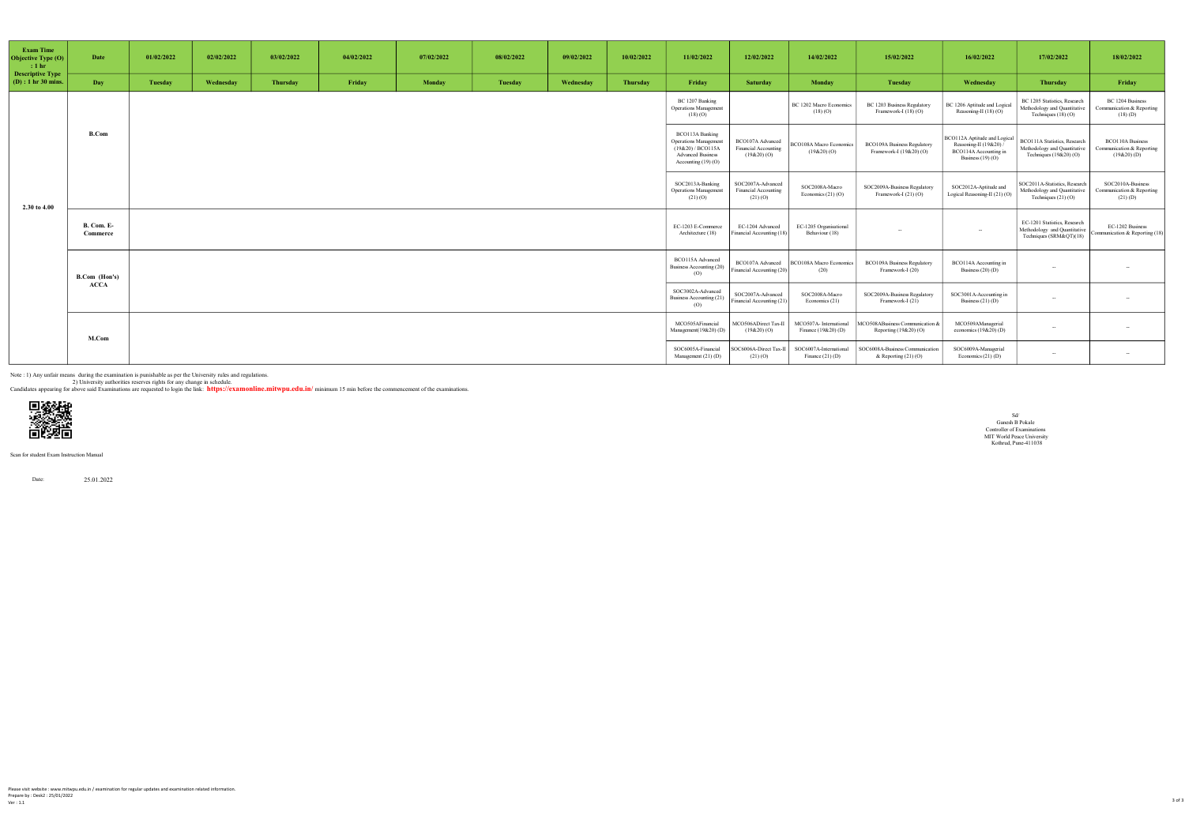| Exam Time Objective Type (O) : 1 hr Descriptive Type (D) : 1 hr 30 mins. | Date | 01/02/2022 | 02/02/2022 | 03/02/2022 | 04/02/2022 | 07/02/2022 | 08/02/2022 | 09/02/2022 | 10/02/2022 | 11/02/2022 | 12/02/2022 | 14/02/2022 | 15/02/2022 | 16/02/2022 | 17/02/2022 | 18/02/2022 |
|---|---|---|---|---|---|---|---|---|---|---|---|---|---|---|---|---|
| | Day | Tuesday | Wednesday | Thursday | Friday | Monday | Tuesday | Wednesday | Thursday | Friday | Saturday | Monday | Tuesday | Wednesday | Thursday | Friday |
| 2.30 to 4.00 | B.Com | | | | | | | | | BC 1207 Banking Operations Management (18) (O) | | BC 1202 Macro Economics (18) (O) | BC 1203 Business Regulatory Framework-I (18) (O) | BC 1206 Aptitude and Logical Reasoning-II (18) (O) | BC 1205 Statistics, Research Methodology and Quantitative Techniques (18) (O) | BC 1204 Business Communication & Reporting (18) (D) |
| | | | | | | | | | | BCO113A Banking Operations Management (19&20) / BCO115A Advanced Business Accounting (19) (O) | BCO107A Advanced Financial Accounting (19&20) (O) | BCO108A Macro Economics (19&20) (O) | BCO109A Business Regulatory Framework-I (19&20) (O) | BCO112A Aptitude and Logical Reasoning-II (19&20) / BCO114A Accounting in Business (19) (O) | BCO111A Statistics, Research Methodology and Quantitative Techniques (19&20) (O) | BCO110A Business Communication & Reporting (19&20) (D) |
| | | | | | | | | | | SOC2013A-Banking Operations Management (21) (O) | SOC2007A-Advanced Financial Accounting (21) (O) | SOC2008A-Macro Economics (21) (O) | SOC2009A-Business Regulatory Framework-I (21) (O) | SOC2012A-Aptitude and Logical Reasoning-II (21) (O) | SOC2011A-Statistics, Research Methodology and Quantitative Techniques (21) (O) | SOC2010A-Business Communication & Reporting (21) (D) |
| | B. Com. E-Commerce | | | | | | | | | EC-1203 E-Commerce Architecture (18) | EC-1204 Advanced Financial Accounting (18) | EC-1205 Organisational Behaviour (18) | -- | -- | EC-1201 Statistics, Research Methodology and Quantitative Techniques (SRM&QT)(18) | EC-1202 Business Communication & Reporting (18) |
| | B.Com (Hon's) ACCA | | | | | | | | | BCO115A Advanced Business Accounting (20) (O) | BCO107A Advanced Financial Accounting (20) | BCO108A Macro Economics (20) | BCO109A Business Regulatory Framework-I (20) | BCO114A Accounting in Business (20) (D) | -- | -- |
| | | | | | | | | | | SOC3002A-Advanced Business Accounting (21) (O) | SOC2007A-Advanced Financial Accounting (21) | SOC2008A-Macro Economics (21) | SOC2009A-Business Regulatory Framework-I (21) | SOC3001A-Accounting in Business (21) (D) | -- | -- |
| | M.Com | | | | | | | | | MCO505AFinancial Management(19&20) (D) | MCO506ADirect Tax-II (19&20) (O) | MCO507A- International Finance (19&20) (D) | MCO508ABusiness Communication & Reporting (19&20) (O) | MCO509AManagerial economics (19&20) (D) | -- | -- |
| | | | | | | | | | | SOC6005A-Financial Management (21) (D) | SOC6006A-Direct Tax-II (21) (O) | SOC6007A-International Finance (21) (D) | SOC6008A-Business Communication & Reporting (21) (O) | SOC6009A-Managerial Economics (21) (D) | -- | -- |

Note : 1) Any unfair means during the examination is punishable as per the University rules and regulations.
2) University authorities reserves rights for any change in schedule.
Candidates appearing for above said Examinations are requested to login the link: **https://examonline.mitwpu.edu.in/** minimum 15 min before the commencement of the examinations.

Scan for student Exam Instruction Manual

Sd/
Ganesh B Pokale
Controller of Examinations
MIT World Peace University
Kothrud, Pune-411038

Date: 25.01.2022

Please visit website : www.mitwpu.edu.in / examination for regular updates and examination related information.
Prepare by : Desk2 : 25/01/2022
Ver : 1.1